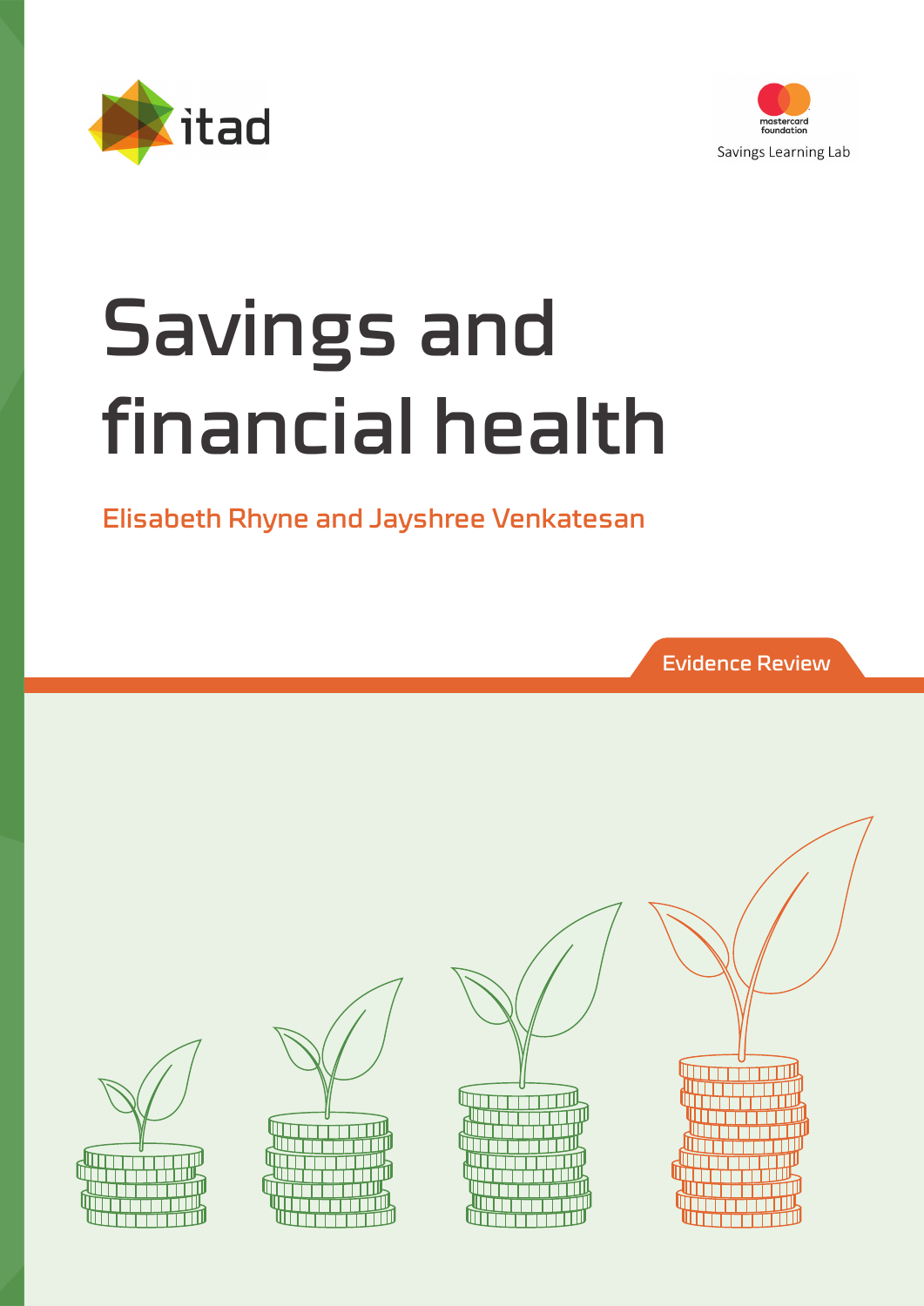itad

mastercard foundation
Savings Learning Lab

# Savings and financial health

Elisabeth Rhyne and Jayshree Venkatesan

Evidence Review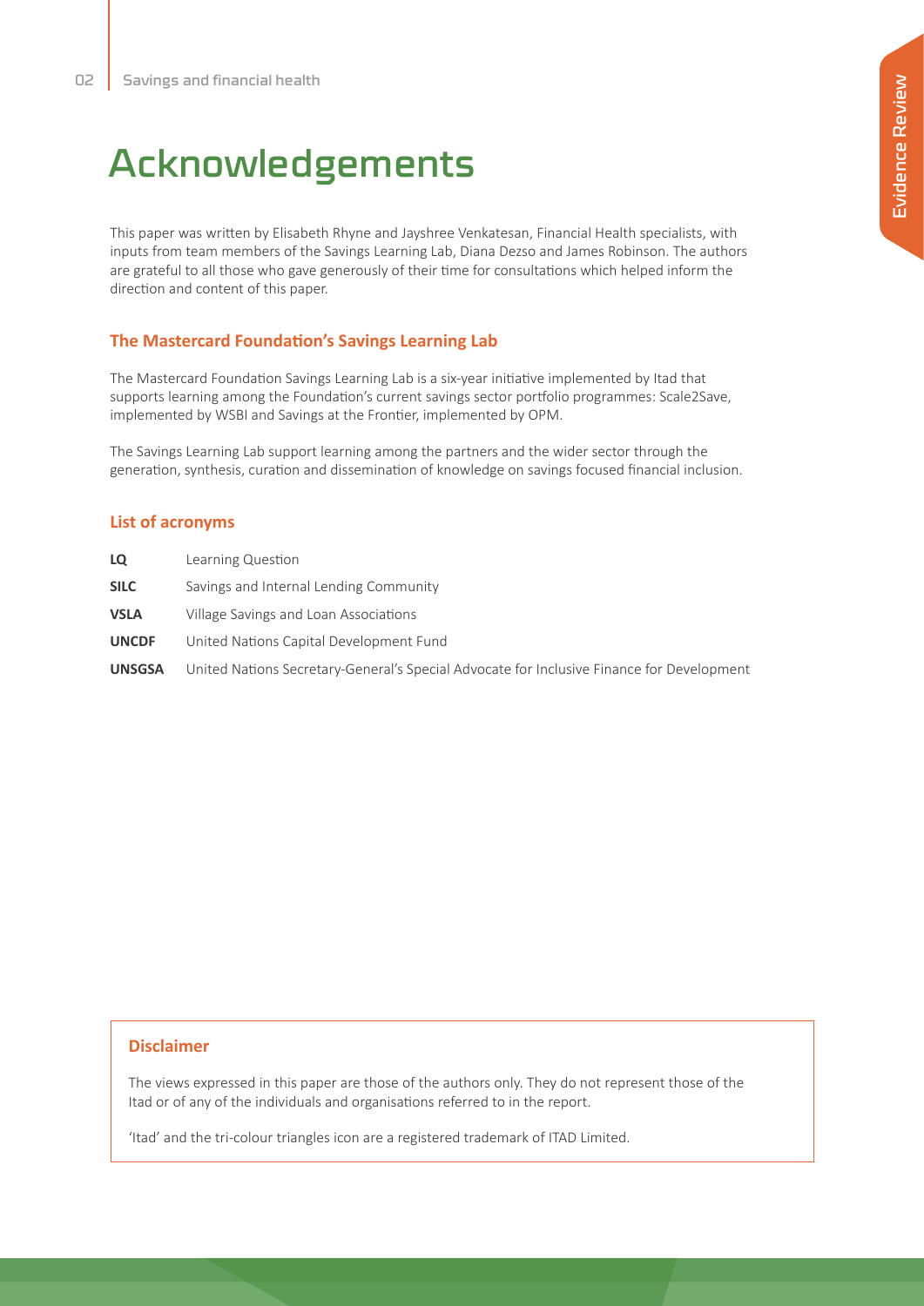# Acknowledgements

This paper was written by Elisabeth Rhyne and Jayshree Venkatesan, Financial Health specialists, with inputs from team members of the Savings Learning Lab, Diana Dezso and James Robinson. The authors are grateful to all those who gave generously of their time for consultations which helped inform the direction and content of this paper.

### The Mastercard Foundation's Savings Learning Lab

The Mastercard Foundation Savings Learning Lab is a six-year initiative implemented by Itad that supports learning among the Foundation's current savings sector portfolio programmes: Scale2Save, implemented by WSBI and Savings at the Frontier, implemented by OPM.

The Savings Learning Lab support learning among the partners and the wider sector through the generation, synthesis, curation and dissemination of knowledge on savings focused financial inclusion.

### List of acronyms

| | |
|---|---|
| **LQ** | Learning Question |
| **SILC** | Savings and Internal Lending Community |
| **VSLA** | Village Savings and Loan Associations |
| **UNCDF** | United Nations Capital Development Fund |
| **UNSGSA** | United Nations Secretary-General's Special Advocate for Inclusive Finance for Development |

### Disclaimer

The views expressed in this paper are those of the authors only. They do not represent those of the Itad or of any of the individuals and organisations referred to in the report.

'Itad' and the tri-colour triangles icon are a registered trademark of ITAD Limited.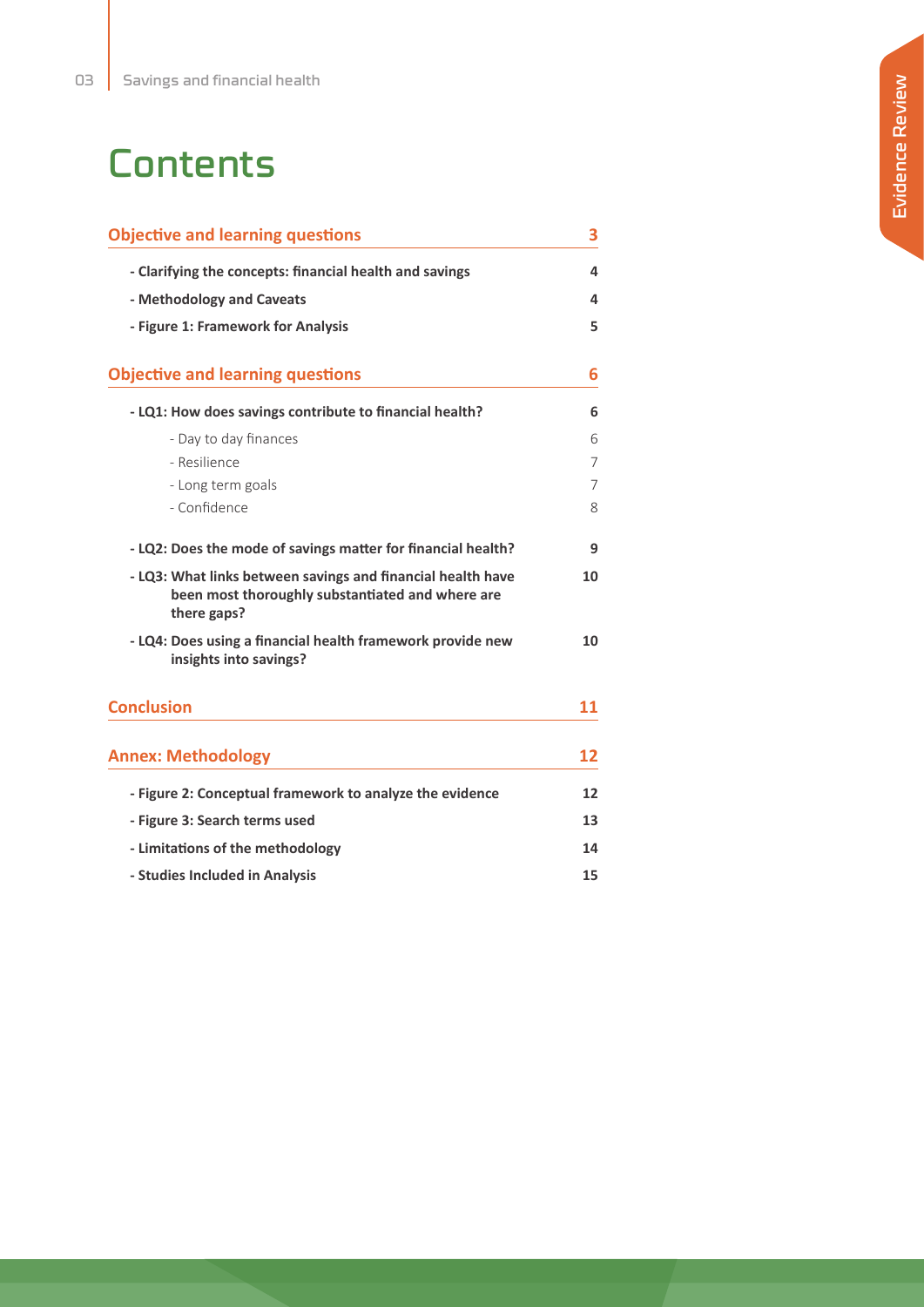# Contents

| | |
|---|---|
| **Objective and learning questions** | **3** |
| **- Clarifying the concepts: financial health and savings** | **4** |
| **- Methodology and Caveats** | **4** |
| **- Figure 1: Framework for Analysis** | **5** |
| **Objective and learning questions** | **6** |
| **- LQ1: How does savings contribute to financial health?** | **6** |
| - Day to day finances | 6 |
| - Resilience | 7 |
| - Long term goals | 7 |
| - Confidence | 8 |
| **- LQ2: Does the mode of savings matter for financial health?** | **9** |
| **- LQ3: What links between savings and financial health have been most thoroughly substantiated and where are there gaps?** | **10** |
| **- LQ4: Does using a financial health framework provide new insights into savings?** | **10** |
| **Conclusion** | **11** |
| **Annex: Methodology** | **12** |
| **- Figure 2: Conceptual framework to analyze the evidence** | **12** |
| **- Figure 3: Search terms used** | **13** |
| **- Limitations of the methodology** | **14** |
| **- Studies Included in Analysis** | **15** |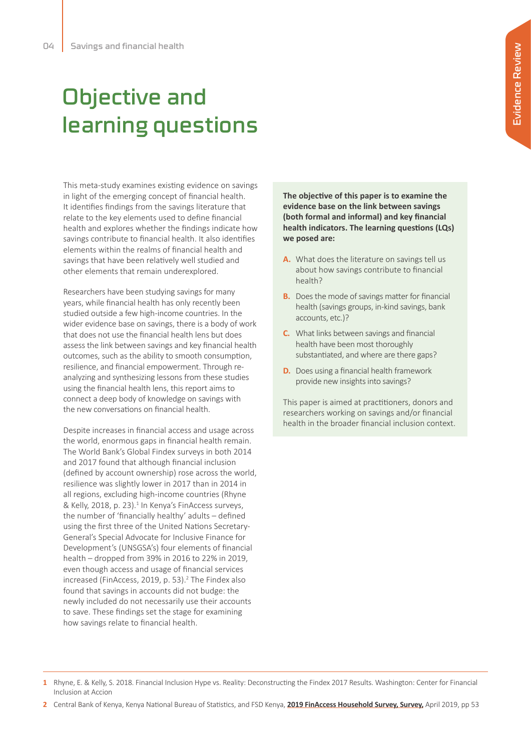# Objective and learning questions

This meta-study examines existing evidence on savings in light of the emerging concept of financial health. It identifies findings from the savings literature that relate to the key elements used to define financial health and explores whether the findings indicate how savings contribute to financial health. It also identifies elements within the realms of financial health and savings that have been relatively well studied and other elements that remain underexplored.

Researchers have been studying savings for many years, while financial health has only recently been studied outside a few high-income countries. In the wider evidence base on savings, there is a body of work that does not use the financial health lens but does assess the link between savings and key financial health outcomes, such as the ability to smooth consumption, resilience, and financial empowerment. Through re-analyzing and synthesizing lessons from these studies using the financial health lens, this report aims to connect a deep body of knowledge on savings with the new conversations on financial health.

Despite increases in financial access and usage across the world, enormous gaps in financial health remain. The World Bank's Global Findex surveys in both 2014 and 2017 found that although financial inclusion (defined by account ownership) rose across the world, resilience was slightly lower in 2017 than in 2014 in all regions, excluding high-income countries (Rhyne & Kelly, 2018, p. 23).[1] In Kenya's FinAccess surveys, the number of 'financially healthy' adults – defined using the first three of the United Nations Secretary-General's Special Advocate for Inclusive Finance for Development's (UNSGSA's) four elements of financial health – dropped from 39% in 2016 to 22% in 2019, even though access and usage of financial services increased (FinAccess, 2019, p. 53).[2] The Findex also found that savings in accounts did not budge: the newly included do not necessarily use their accounts to save. These findings set the stage for examining how savings relate to financial health.

**The objective of this paper is to examine the evidence base on the link between savings (both formal and informal) and key financial health indicators. The learning questions (LQs) we posed are:**

- **A.** What does the literature on savings tell us about how savings contribute to financial health?
- **B.** Does the mode of savings matter for financial health (savings groups, in-kind savings, bank accounts, etc.)?
- **C.** What links between savings and financial health have been most thoroughly substantiated, and where are there gaps?
- **D.** Does using a financial health framework provide new insights into savings?

This paper is aimed at practitioners, donors and researchers working on savings and/or financial health in the broader financial inclusion context.

---

1 Rhyne, E. & Kelly, S. 2018. Financial Inclusion Hype vs. Reality: Deconstructing the Findex 2017 Results. Washington: Center for Financial Inclusion at Accion

2 Central Bank of Kenya, Kenya National Bureau of Statistics, and FSD Kenya, **2019 FinAccess Household Survey, Survey,** April 2019, pp 53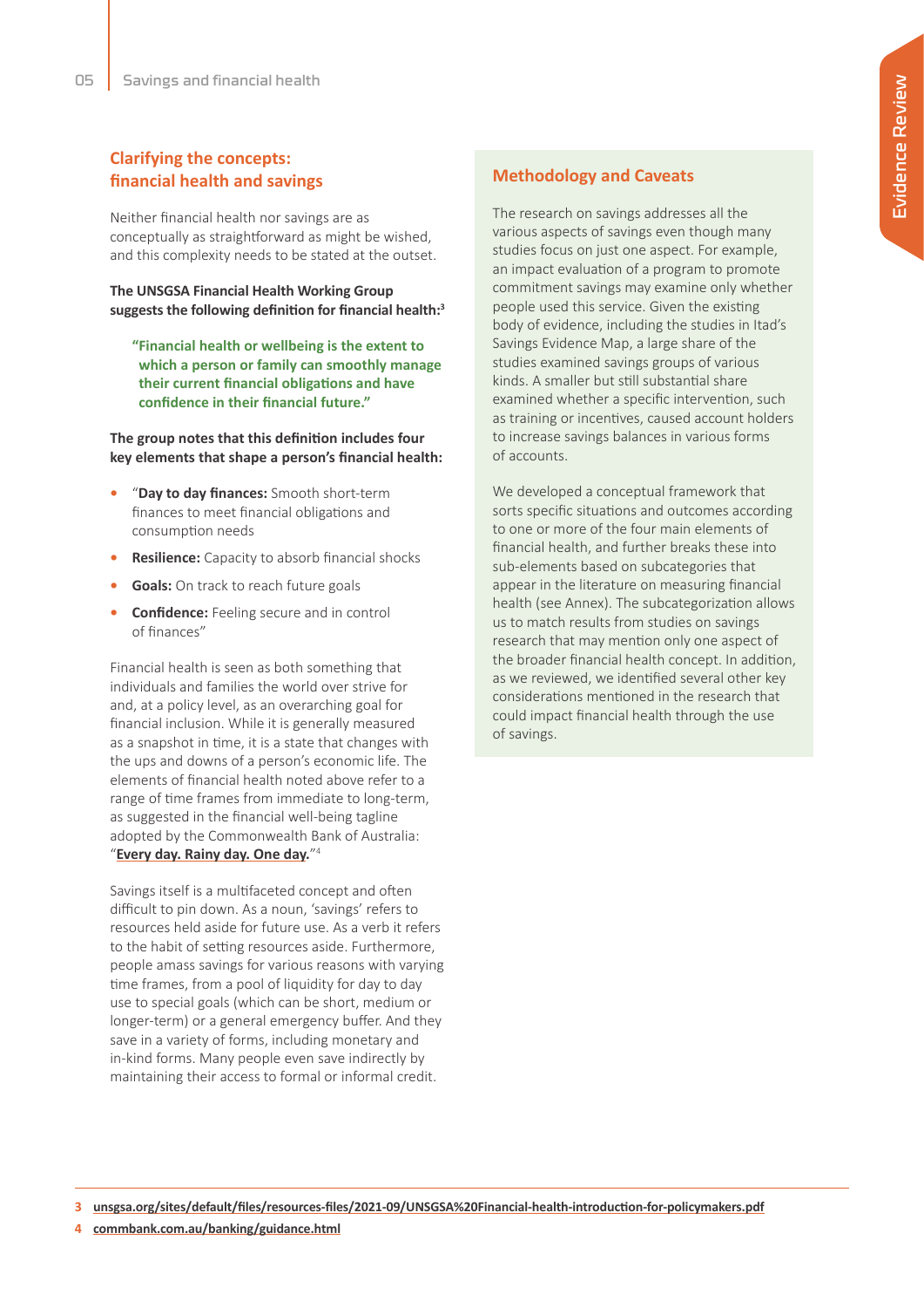## Clarifying the concepts: financial health and savings

Neither financial health nor savings are as conceptually as straightforward as might be wished, and this complexity needs to be stated at the outset.

**The UNSGSA Financial Health Working Group suggests the following definition for financial health:[3]**

> **"Financial health or wellbeing is the extent to which a person or family can smoothly manage their current financial obligations and have confidence in their financial future."**

**The group notes that this definition includes four key elements that shape a person's financial health:**

- "**Day to day finances:** Smooth short-term finances to meet financial obligations and consumption needs
- **Resilience:** Capacity to absorb financial shocks
- **Goals:** On track to reach future goals
- **Confidence:** Feeling secure and in control of finances"

Financial health is seen as both something that individuals and families the world over strive for and, at a policy level, as an overarching goal for financial inclusion. While it is generally measured as a snapshot in time, it is a state that changes with the ups and downs of a person's economic life. The elements of financial health noted above refer to a range of time frames from immediate to long-term, as suggested in the financial well-being tagline adopted by the Commonwealth Bank of Australia: "**Every day. Rainy day. One day.**"[4]

Savings itself is a multifaceted concept and often difficult to pin down. As a noun, 'savings' refers to resources held aside for future use. As a verb it refers to the habit of setting resources aside. Furthermore, people amass savings for various reasons with varying time frames, from a pool of liquidity for day to day use to special goals (which can be short, medium or longer-term) or a general emergency buffer. And they save in a variety of forms, including monetary and in-kind forms. Many people even save indirectly by maintaining their access to formal or informal credit.

## Methodology and Caveats

The research on savings addresses all the various aspects of savings even though many studies focus on just one aspect. For example, an impact evaluation of a program to promote commitment savings may examine only whether people used this service. Given the existing body of evidence, including the studies in Itad's Savings Evidence Map, a large share of the studies examined savings groups of various kinds. A smaller but still substantial share examined whether a specific intervention, such as training or incentives, caused account holders to increase savings balances in various forms of accounts.

We developed a conceptual framework that sorts specific situations and outcomes according to one or more of the four main elements of financial health, and further breaks these into sub-elements based on subcategories that appear in the literature on measuring financial health (see Annex). The subcategorization allows us to match results from studies on savings research that may mention only one aspect of the broader financial health concept. In addition, as we reviewed, we identified several other key considerations mentioned in the research that could impact financial health through the use of savings.

---

3 unsgsa.org/sites/default/files/resources-files/2021-09/UNSGSA%20Financial-health-introduction-for-policymakers.pdf

4 commbank.com.au/banking/guidance.html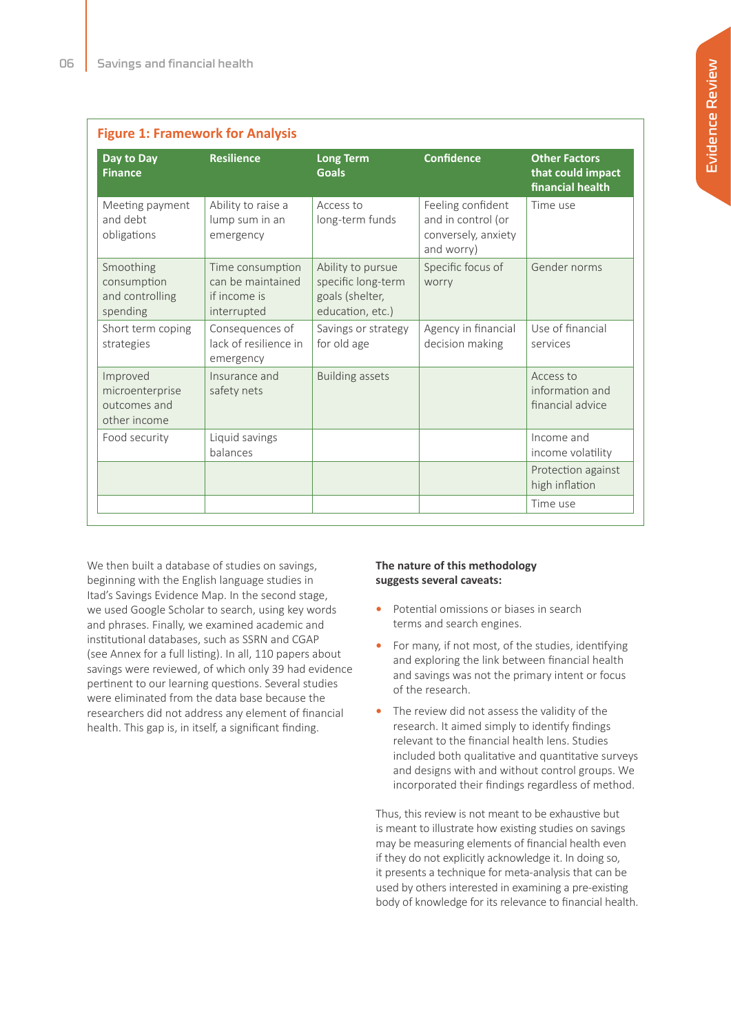**Figure 1: Framework for Analysis**

| Day to Day Finance | Resilience | Long Term Goals | Confidence | Other Factors that could impact financial health |
|---|---|---|---|---|
| Meeting payment and debt obligations | Ability to raise a lump sum in an emergency | Access to long-term funds | Feeling confident and in control (or conversely, anxiety and worry) | Time use |
| Smoothing consumption and controlling spending | Time consumption can be maintained if income is interrupted | Ability to pursue specific long-term goals (shelter, education, etc.) | Specific focus of worry | Gender norms |
| Short term coping strategies | Consequences of lack of resilience in emergency | Savings or strategy for old age | Agency in financial decision making | Use of financial services |
| Improved microenterprise outcomes and other income | Insurance and safety nets | Building assets | | Access to information and financial advice |
| Food security | Liquid savings balances | | | Income and income volatility |
| | | | | Protection against high inflation |
| | | | | Time use |

We then built a database of studies on savings, beginning with the English language studies in Itad's Savings Evidence Map. In the second stage, we used Google Scholar to search, using key words and phrases. Finally, we examined academic and institutional databases, such as SSRN and CGAP (see Annex for a full listing). In all, 110 papers about savings were reviewed, of which only 39 had evidence pertinent to our learning questions. Several studies were eliminated from the data base because the researchers did not address any element of financial health. This gap is, in itself, a significant finding.

**The nature of this methodology suggests several caveats:**

- Potential omissions or biases in search terms and search engines.
- For many, if not most, of the studies, identifying and exploring the link between financial health and savings was not the primary intent or focus of the research.
- The review did not assess the validity of the research. It aimed simply to identify findings relevant to the financial health lens. Studies included both qualitative and quantitative surveys and designs with and without control groups. We incorporated their findings regardless of method.

Thus, this review is not meant to be exhaustive but is meant to illustrate how existing studies on savings may be measuring elements of financial health even if they do not explicitly acknowledge it. In doing so, it presents a technique for meta-analysis that can be used by others interested in examining a pre-existing body of knowledge for its relevance to financial health.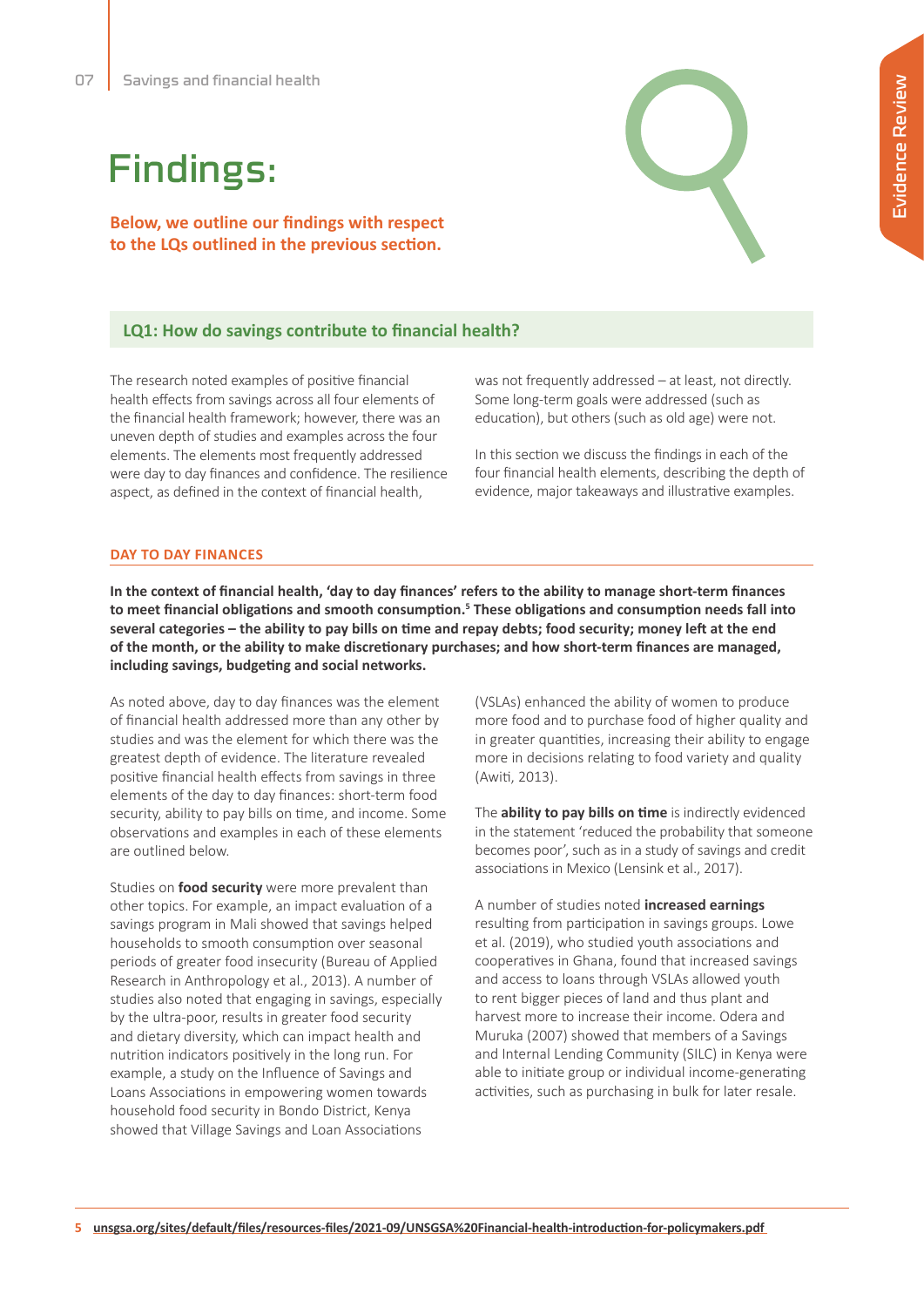# Findings:

**Below, we outline our findings with respect to the LQs outlined in the previous section.**

## LQ1: How do savings contribute to financial health?

The research noted examples of positive financial health effects from savings across all four elements of the financial health framework; however, there was an uneven depth of studies and examples across the four elements. The elements most frequently addressed were day to day finances and confidence. The resilience aspect, as defined in the context of financial health, was not frequently addressed – at least, not directly. Some long-term goals were addressed (such as education), but others (such as old age) were not.

In this section we discuss the findings in each of the four financial health elements, describing the depth of evidence, major takeaways and illustrative examples.

### DAY TO DAY FINANCES

**In the context of financial health, 'day to day finances' refers to the ability to manage short-term finances to meet financial obligations and smooth consumption.[5] These obligations and consumption needs fall into several categories – the ability to pay bills on time and repay debts; food security; money left at the end of the month, or the ability to make discretionary purchases; and how short-term finances are managed, including savings, budgeting and social networks.**

As noted above, day to day finances was the element of financial health addressed more than any other by studies and was the element for which there was the greatest depth of evidence. The literature revealed positive financial health effects from savings in three elements of the day to day finances: short-term food security, ability to pay bills on time, and income. Some observations and examples in each of these elements are outlined below.

Studies on **food security** were more prevalent than other topics. For example, an impact evaluation of a savings program in Mali showed that savings helped households to smooth consumption over seasonal periods of greater food insecurity (Bureau of Applied Research in Anthropology et al., 2013). A number of studies also noted that engaging in savings, especially by the ultra-poor, results in greater food security and dietary diversity, which can impact health and nutrition indicators positively in the long run. For example, a study on the Influence of Savings and Loans Associations in empowering women towards household food security in Bondo District, Kenya showed that Village Savings and Loan Associations (VSLAs) enhanced the ability of women to produce more food and to purchase food of higher quality and in greater quantities, increasing their ability to engage more in decisions relating to food variety and quality (Awiti, 2013).

The **ability to pay bills on time** is indirectly evidenced in the statement 'reduced the probability that someone becomes poor', such as in a study of savings and credit associations in Mexico (Lensink et al., 2017).

A number of studies noted **increased earnings** resulting from participation in savings groups. Lowe et al. (2019), who studied youth associations and cooperatives in Ghana, found that increased savings and access to loans through VSLAs allowed youth to rent bigger pieces of land and thus plant and harvest more to increase their income. Odera and Muruka (2007) showed that members of a Savings and Internal Lending Community (SILC) in Kenya were able to initiate group or individual income-generating activities, such as purchasing in bulk for later resale.

---

5 unsgsa.org/sites/default/files/resources-files/2021-09/UNSGSA%20Financial-health-introduction-for-policymakers.pdf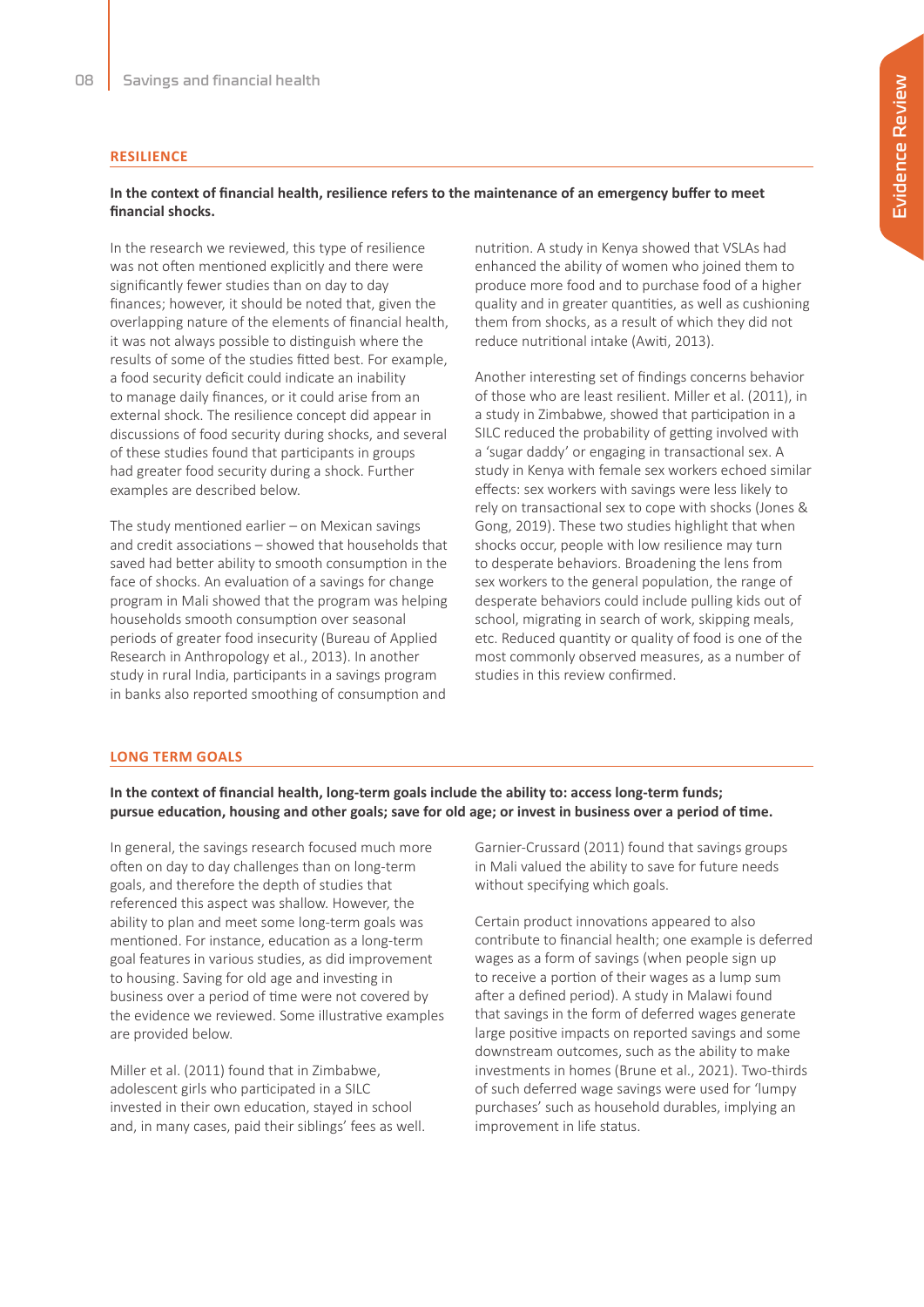## RESILIENCE

**In the context of financial health, resilience refers to the maintenance of an emergency buffer to meet financial shocks.**

In the research we reviewed, this type of resilience was not often mentioned explicitly and there were significantly fewer studies than on day to day finances; however, it should be noted that, given the overlapping nature of the elements of financial health, it was not always possible to distinguish where the results of some of the studies fitted best. For example, a food security deficit could indicate an inability to manage daily finances, or it could arise from an external shock. The resilience concept did appear in discussions of food security during shocks, and several of these studies found that participants in groups had greater food security during a shock. Further examples are described below.

The study mentioned earlier – on Mexican savings and credit associations – showed that households that saved had better ability to smooth consumption in the face of shocks. An evaluation of a savings for change program in Mali showed that the program was helping households smooth consumption over seasonal periods of greater food insecurity (Bureau of Applied Research in Anthropology et al., 2013). In another study in rural India, participants in a savings program in banks also reported smoothing of consumption and nutrition. A study in Kenya showed that VSLAs had enhanced the ability of women who joined them to produce more food and to purchase food of a higher quality and in greater quantities, as well as cushioning them from shocks, as a result of which they did not reduce nutritional intake (Awiti, 2013).

Another interesting set of findings concerns behavior of those who are least resilient. Miller et al. (2011), in a study in Zimbabwe, showed that participation in a SILC reduced the probability of getting involved with a 'sugar daddy' or engaging in transactional sex. A study in Kenya with female sex workers echoed similar effects: sex workers with savings were less likely to rely on transactional sex to cope with shocks (Jones & Gong, 2019). These two studies highlight that when shocks occur, people with low resilience may turn to desperate behaviors. Broadening the lens from sex workers to the general population, the range of desperate behaviors could include pulling kids out of school, migrating in search of work, skipping meals, etc. Reduced quantity or quality of food is one of the most commonly observed measures, as a number of studies in this review confirmed.

## LONG TERM GOALS

**In the context of financial health, long-term goals include the ability to: access long-term funds; pursue education, housing and other goals; save for old age; or invest in business over a period of time.**

In general, the savings research focused much more often on day to day challenges than on long-term goals, and therefore the depth of studies that referenced this aspect was shallow. However, the ability to plan and meet some long-term goals was mentioned. For instance, education as a long-term goal features in various studies, as did improvement to housing. Saving for old age and investing in business over a period of time were not covered by the evidence we reviewed. Some illustrative examples are provided below.

Miller et al. (2011) found that in Zimbabwe, adolescent girls who participated in a SILC invested in their own education, stayed in school and, in many cases, paid their siblings' fees as well. Garnier-Crussard (2011) found that savings groups in Mali valued the ability to save for future needs without specifying which goals.

Certain product innovations appeared to also contribute to financial health; one example is deferred wages as a form of savings (when people sign up to receive a portion of their wages as a lump sum after a defined period). A study in Malawi found that savings in the form of deferred wages generate large positive impacts on reported savings and some downstream outcomes, such as the ability to make investments in homes (Brune et al., 2021). Two-thirds of such deferred wage savings were used for 'lumpy purchases' such as household durables, implying an improvement in life status.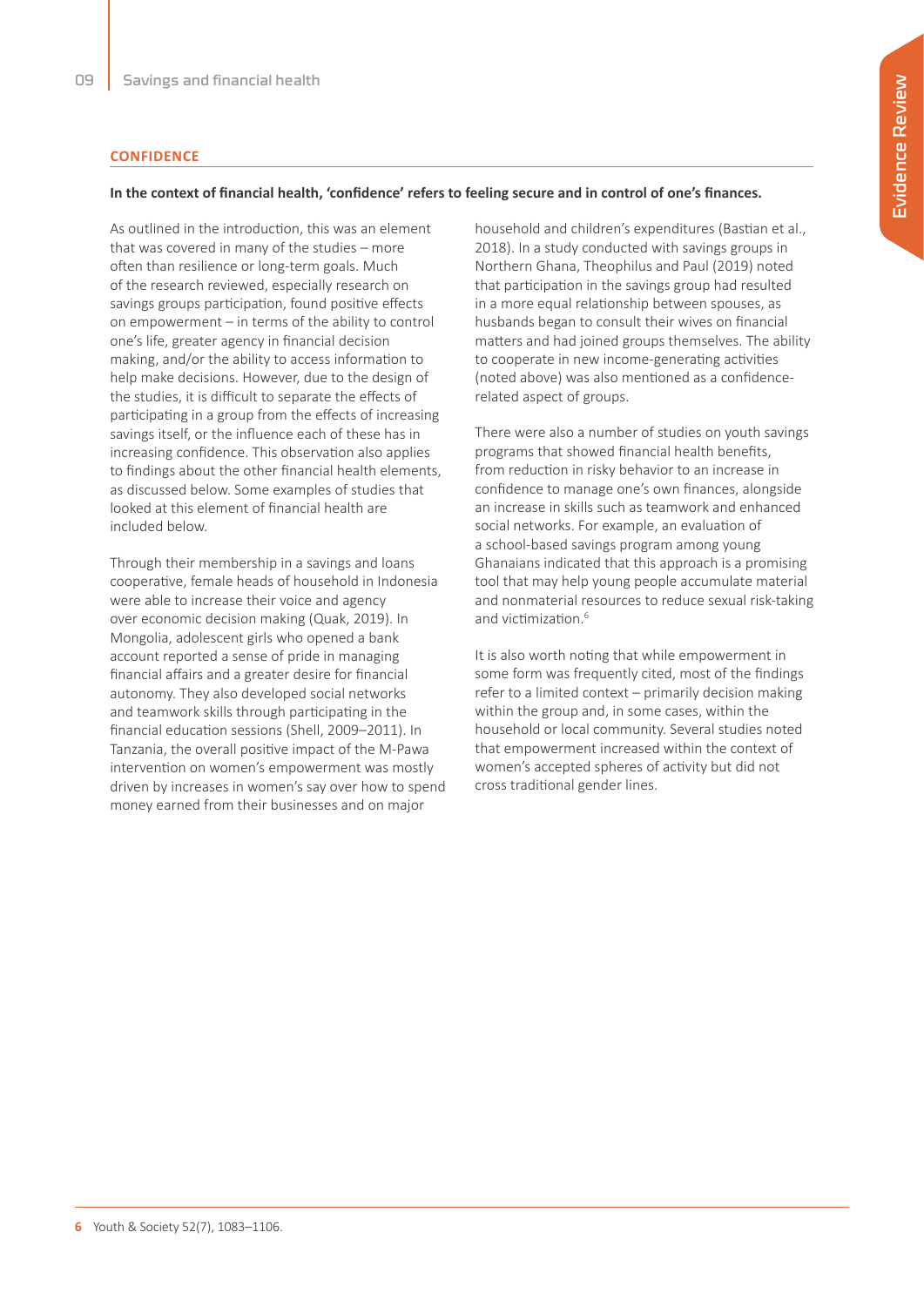## CONFIDENCE

**In the context of financial health, 'confidence' refers to feeling secure and in control of one's finances.**

As outlined in the introduction, this was an element that was covered in many of the studies – more often than resilience or long-term goals. Much of the research reviewed, especially research on savings groups participation, found positive effects on empowerment – in terms of the ability to control one's life, greater agency in financial decision making, and/or the ability to access information to help make decisions. However, due to the design of the studies, it is difficult to separate the effects of participating in a group from the effects of increasing savings itself, or the influence each of these has in increasing confidence. This observation also applies to findings about the other financial health elements, as discussed below. Some examples of studies that looked at this element of financial health are included below.

Through their membership in a savings and loans cooperative, female heads of household in Indonesia were able to increase their voice and agency over economic decision making (Quak, 2019). In Mongolia, adolescent girls who opened a bank account reported a sense of pride in managing financial affairs and a greater desire for financial autonomy. They also developed social networks and teamwork skills through participating in the financial education sessions (Shell, 2009–2011). In Tanzania, the overall positive impact of the M-Pawa intervention on women's empowerment was mostly driven by increases in women's say over how to spend money earned from their businesses and on major household and children's expenditures (Bastian et al., 2018). In a study conducted with savings groups in Northern Ghana, Theophilus and Paul (2019) noted that participation in the savings group had resulted in a more equal relationship between spouses, as husbands began to consult their wives on financial matters and had joined groups themselves. The ability to cooperate in new income-generating activities (noted above) was also mentioned as a confidence-related aspect of groups.

There were also a number of studies on youth savings programs that showed financial health benefits, from reduction in risky behavior to an increase in confidence to manage one's own finances, alongside an increase in skills such as teamwork and enhanced social networks. For example, an evaluation of a school-based savings program among young Ghanaians indicated that this approach is a promising tool that may help young people accumulate material and nonmaterial resources to reduce sexual risk-taking and victimization.[6]

It is also worth noting that while empowerment in some form was frequently cited, most of the findings refer to a limited context – primarily decision making within the group and, in some cases, within the household or local community. Several studies noted that empowerment increased within the context of women's accepted spheres of activity but did not cross traditional gender lines.

[6] Youth & Society 52(7), 1083–1106.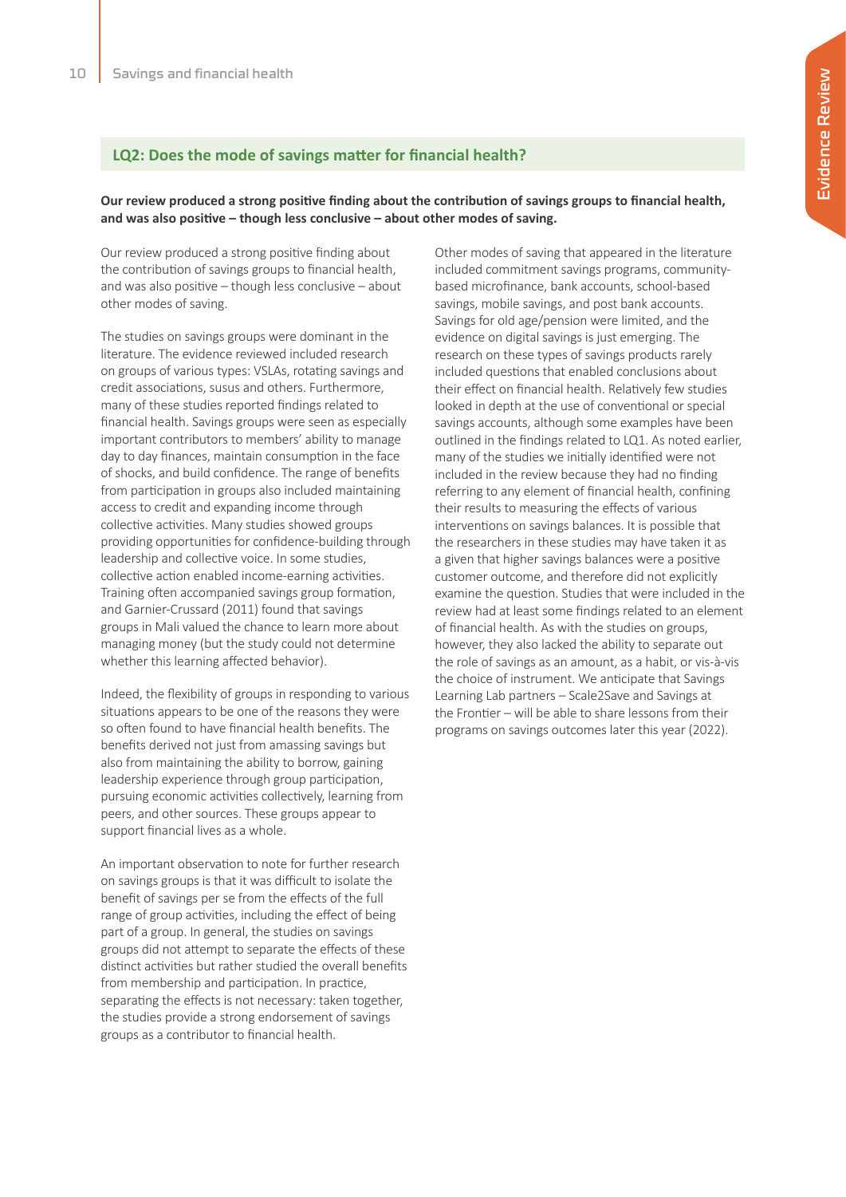## LQ2: Does the mode of savings matter for financial health?

**Our review produced a strong positive finding about the contribution of savings groups to financial health, and was also positive – though less conclusive – about other modes of saving.**

Our review produced a strong positive finding about the contribution of savings groups to financial health, and was also positive – though less conclusive – about other modes of saving.

The studies on savings groups were dominant in the literature. The evidence reviewed included research on groups of various types: VSLAs, rotating savings and credit associations, susus and others. Furthermore, many of these studies reported findings related to financial health. Savings groups were seen as especially important contributors to members' ability to manage day to day finances, maintain consumption in the face of shocks, and build confidence. The range of benefits from participation in groups also included maintaining access to credit and expanding income through collective activities. Many studies showed groups providing opportunities for confidence-building through leadership and collective voice. In some studies, collective action enabled income-earning activities. Training often accompanied savings group formation, and Garnier-Crussard (2011) found that savings groups in Mali valued the chance to learn more about managing money (but the study could not determine whether this learning affected behavior).

Indeed, the flexibility of groups in responding to various situations appears to be one of the reasons they were so often found to have financial health benefits. The benefits derived not just from amassing savings but also from maintaining the ability to borrow, gaining leadership experience through group participation, pursuing economic activities collectively, learning from peers, and other sources. These groups appear to support financial lives as a whole.

An important observation to note for further research on savings groups is that it was difficult to isolate the benefit of savings per se from the effects of the full range of group activities, including the effect of being part of a group. In general, the studies on savings groups did not attempt to separate the effects of these distinct activities but rather studied the overall benefits from membership and participation. In practice, separating the effects is not necessary: taken together, the studies provide a strong endorsement of savings groups as a contributor to financial health.

Other modes of saving that appeared in the literature included commitment savings programs, community-based microfinance, bank accounts, school-based savings, mobile savings, and post bank accounts. Savings for old age/pension were limited, and the evidence on digital savings is just emerging. The research on these types of savings products rarely included questions that enabled conclusions about their effect on financial health. Relatively few studies looked in depth at the use of conventional or special savings accounts, although some examples have been outlined in the findings related to LQ1. As noted earlier, many of the studies we initially identified were not included in the review because they had no finding referring to any element of financial health, confining their results to measuring the effects of various interventions on savings balances. It is possible that the researchers in these studies may have taken it as a given that higher savings balances were a positive customer outcome, and therefore did not explicitly examine the question. Studies that were included in the review had at least some findings related to an element of financial health. As with the studies on groups, however, they also lacked the ability to separate out the role of savings as an amount, as a habit, or vis-à-vis the choice of instrument. We anticipate that Savings Learning Lab partners – Scale2Save and Savings at the Frontier – will be able to share lessons from their programs on savings outcomes later this year (2022).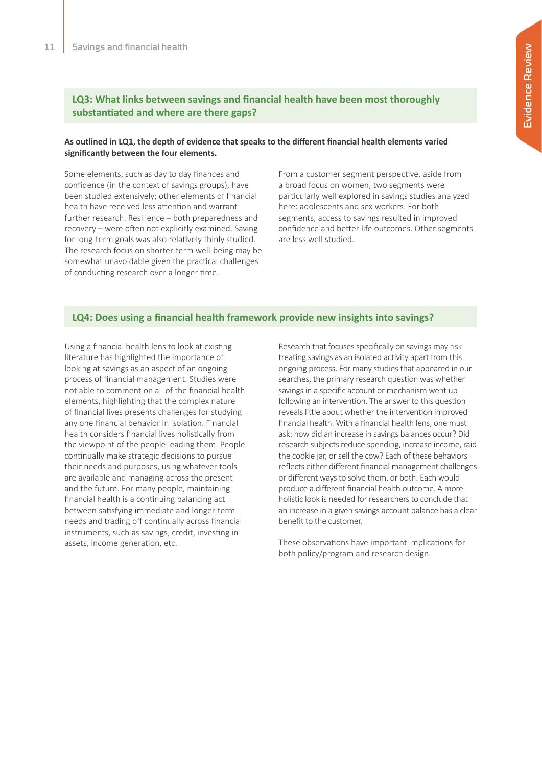## LQ3: What links between savings and financial health have been most thoroughly substantiated and where are there gaps?

**As outlined in LQ1, the depth of evidence that speaks to the different financial health elements varied significantly between the four elements.**

Some elements, such as day to day finances and confidence (in the context of savings groups), have been studied extensively; other elements of financial health have received less attention and warrant further research. Resilience – both preparedness and recovery – were often not explicitly examined. Saving for long-term goals was also relatively thinly studied. The research focus on shorter-term well-being may be somewhat unavoidable given the practical challenges of conducting research over a longer time.

From a customer segment perspective, aside from a broad focus on women, two segments were particularly well explored in savings studies analyzed here: adolescents and sex workers. For both segments, access to savings resulted in improved confidence and better life outcomes. Other segments are less well studied.

## LQ4: Does using a financial health framework provide new insights into savings?

Using a financial health lens to look at existing literature has highlighted the importance of looking at savings as an aspect of an ongoing process of financial management. Studies were not able to comment on all of the financial health elements, highlighting that the complex nature of financial lives presents challenges for studying any one financial behavior in isolation. Financial health considers financial lives holistically from the viewpoint of the people leading them. People continually make strategic decisions to pursue their needs and purposes, using whatever tools are available and managing across the present and the future. For many people, maintaining financial health is a continuing balancing act between satisfying immediate and longer-term needs and trading off continually across financial instruments, such as savings, credit, investing in assets, income generation, etc.

Research that focuses specifically on savings may risk treating savings as an isolated activity apart from this ongoing process. For many studies that appeared in our searches, the primary research question was whether savings in a specific account or mechanism went up following an intervention. The answer to this question reveals little about whether the intervention improved financial health. With a financial health lens, one must ask: how did an increase in savings balances occur? Did research subjects reduce spending, increase income, raid the cookie jar, or sell the cow? Each of these behaviors reflects either different financial management challenges or different ways to solve them, or both. Each would produce a different financial health outcome. A more holistic look is needed for researchers to conclude that an increase in a given savings account balance has a clear benefit to the customer.

These observations have important implications for both policy/program and research design.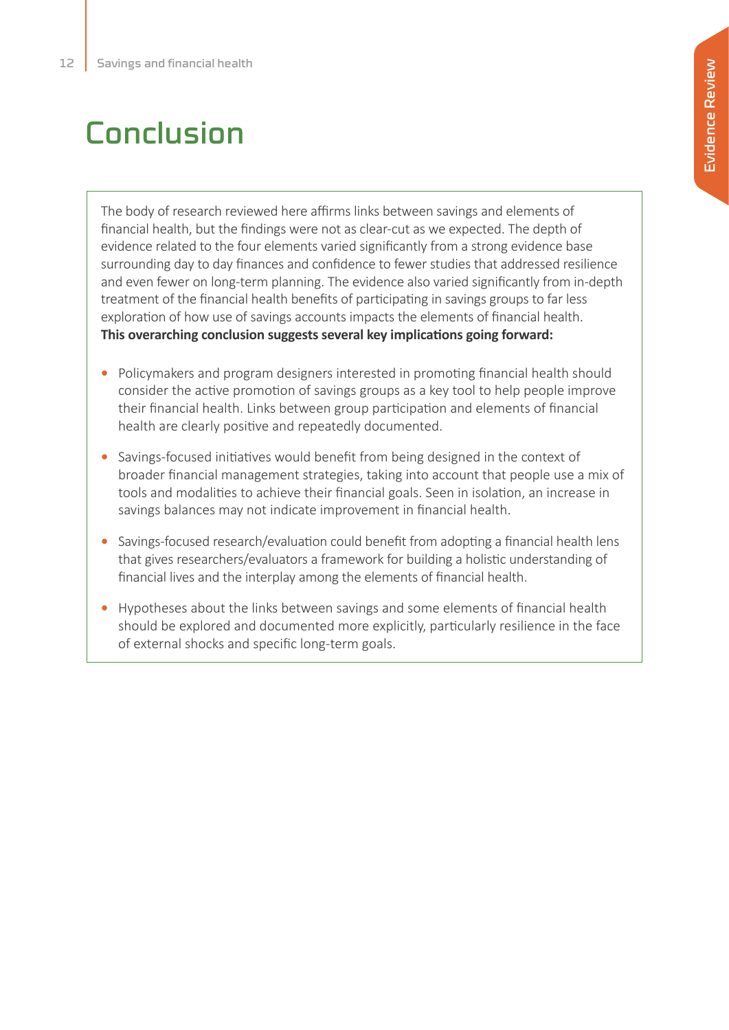# Conclusion

The body of research reviewed here affirms links between savings and elements of financial health, but the findings were not as clear-cut as we expected. The depth of evidence related to the four elements varied significantly from a strong evidence base surrounding day to day finances and confidence to fewer studies that addressed resilience and even fewer on long-term planning. The evidence also varied significantly from in-depth treatment of the financial health benefits of participating in savings groups to far less exploration of how use of savings accounts impacts the elements of financial health. **This overarching conclusion suggests several key implications going forward:**

- Policymakers and program designers interested in promoting financial health should consider the active promotion of savings groups as a key tool to help people improve their financial health. Links between group participation and elements of financial health are clearly positive and repeatedly documented.
- Savings-focused initiatives would benefit from being designed in the context of broader financial management strategies, taking into account that people use a mix of tools and modalities to achieve their financial goals. Seen in isolation, an increase in savings balances may not indicate improvement in financial health.
- Savings-focused research/evaluation could benefit from adopting a financial health lens that gives researchers/evaluators a framework for building a holistic understanding of financial lives and the interplay among the elements of financial health.
- Hypotheses about the links between savings and some elements of financial health should be explored and documented more explicitly, particularly resilience in the face of external shocks and specific long-term goals.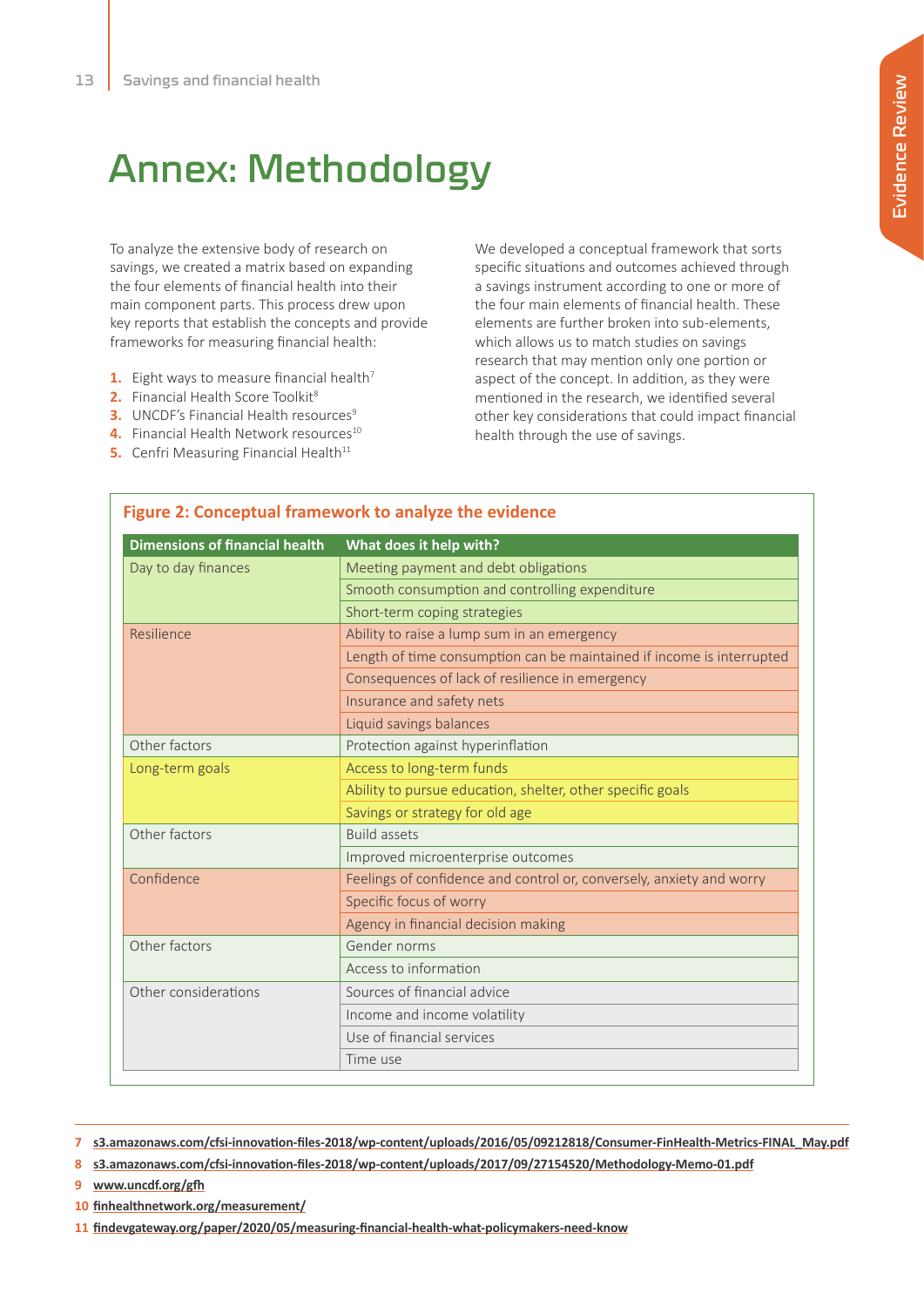# Annex: Methodology

To analyze the extensive body of research on savings, we created a matrix based on expanding the four elements of financial health into their main component parts. This process drew upon key reports that establish the concepts and provide frameworks for measuring financial health:

1. Eight ways to measure financial health[7]
2. Financial Health Score Toolkit[8]
3. UNCDF's Financial Health resources[9]
4. Financial Health Network resources[10]
5. Cenfri Measuring Financial Health[11]

We developed a conceptual framework that sorts specific situations and outcomes achieved through a savings instrument according to one or more of the four main elements of financial health. These elements are further broken into sub-elements, which allows us to match studies on savings research that may mention only one portion or aspect of the concept. In addition, as they were mentioned in the research, we identified several other key considerations that could impact financial health through the use of savings.

**Figure 2: Conceptual framework to analyze the evidence**

| Dimensions of financial health | What does it help with? |
|---|---|
| Day to day finances | Meeting payment and debt obligations |
| | Smooth consumption and controlling expenditure |
| | Short-term coping strategies |
| Resilience | Ability to raise a lump sum in an emergency |
| | Length of time consumption can be maintained if income is interrupted |
| | Consequences of lack of resilience in emergency |
| | Insurance and safety nets |
| | Liquid savings balances |
| Other factors | Protection against hyperinflation |
| Long-term goals | Access to long-term funds |
| | Ability to pursue education, shelter, other specific goals |
| | Savings or strategy for old age |
| Other factors | Build assets |
| | Improved microenterprise outcomes |
| Confidence | Feelings of confidence and control or, conversely, anxiety and worry |
| | Specific focus of worry |
| | Agency in financial decision making |
| Other factors | Gender norms |
| | Access to information |
| Other considerations | Sources of financial advice |
| | Income and income volatility |
| | Use of financial services |
| | Time use |

7 s3.amazonaws.com/cfsi-innovation-files-2018/wp-content/uploads/2016/05/09212818/Consumer-FinHealth-Metrics-FINAL_May.pdf

8 s3.amazonaws.com/cfsi-innovation-files-2018/wp-content/uploads/2017/09/27154520/Methodology-Memo-01.pdf

9 www.uncdf.org/gfh

10 finhealthnetwork.org/measurement/

11 findevgateway.org/paper/2020/05/measuring-financial-health-what-policymakers-need-know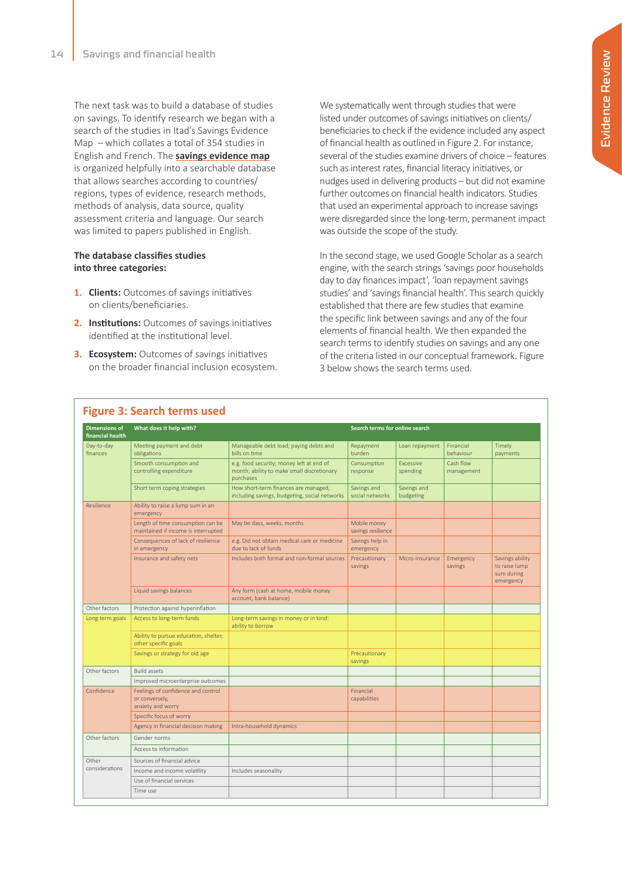The next task was to build a database of studies on savings. To identify research we began with a search of the studies in Itad's Savings Evidence Map – which collates a total of 354 studies in English and French. The **savings evidence map** is organized helpfully into a searchable database that allows searches according to countries/regions, types of evidence, research methods, methods of analysis, data source, quality assessment criteria and language. Our search was limited to papers published in English.

**The database classifies studies into three categories:**

1. **Clients:** Outcomes of savings initiatives on clients/beneficiaries.
2. **Institutions:** Outcomes of savings initiatives identified at the institutional level.
3. **Ecosystem:** Outcomes of savings initiatives on the broader financial inclusion ecosystem.

We systematically went through studies that were listed under outcomes of savings initiatives on clients/beneficiaries to check if the evidence included any aspect of financial health as outlined in Figure 2. For instance, several of the studies examine drivers of choice – features such as interest rates, financial literacy initiatives, or nudges used in delivering products – but did not examine further outcomes on financial health indicators. Studies that used an experimental approach to increase savings were disregarded since the long-term, permanent impact was outside the scope of the study.

In the second stage, we used Google Scholar as a search engine, with the search strings 'savings poor households day to day finances impact', 'loan repayment savings studies' and 'savings financial health'. This search quickly established that there are few studies that examine the specific link between savings and any of the four elements of financial health. We then expanded the search terms to identify studies on savings and any one of the criteria listed in our conceptual framework. Figure 3 below shows the search terms used.

## Figure 3: Search terms used

| Dimensions of financial health | What does it help with? | | Search terms for online search | | | |
|---|---|---|---|---|---|---|
| Day-to-day finances | Meeting payment and debt obligations | Manageable debt load; paying debts and bills on time | Repayment burden | Loan repayment | Financial behaviour | Timely payments |
| | Smooth consumption and controlling expenditure | e.g. food security; money left at end of month; ability to make small discretionary purchases | Consumption response | Excessive spending | Cash flow management | |
| | Short term coping strategies | How short-term finances are managed, including savings, budgeting, social networks | Savings and social networks | Savings and budgeting | | |
| Resilience | Ability to raise a lump sum in an emergency | | | | | |
| | Length of time consumption can be maintained if income is interrupted | May be days, weeks, months | Mobile money savings resilience | | | |
| | Consequences of lack of resilience in emergency | e.g. Did not obtain medical care or medicine due to lack of funds | Savings help in emergency | | | |
| | Insurance and safety nets | Includes both formal and non-formal sources | Precautionary savings | Micro-insurance | Emergency savings | Savings ability to raise lump sum during emergency |
| | Liquid savings balances | Any form (cash at home, mobile money account, bank balance) | | | | |
| Other factors | Protection against hyperinflation | | | | | |
| Long term goals | Access to long-term funds | Long-term savings in money or in kind: ability to borrow | | | | |
| | Ability to pursue education, shelter, other specific goals | | | | | |
| | Savings or strategy for old age | | Precautionary savings | | | |
| Other factors | Build assets | | | | | |
| | Improved microenterprise outcomes | | | | | |
| Confidence | Feelings of confidence and control or conversely, anxiety and worry | | Financial capabilities | | | |
| | Specific focus of worry | | | | | |
| | Agency in financial decision making | Intra-household dynamics | | | | |
| Other factors | Gender norms | | | | | |
| | Access to information | | | | | |
| Other considerations | Sources of financial advice | | | | | |
| | Income and income volatility | Includes seasonality | | | | |
| | Use of financial services | | | | | |
| | Time use | | | | | |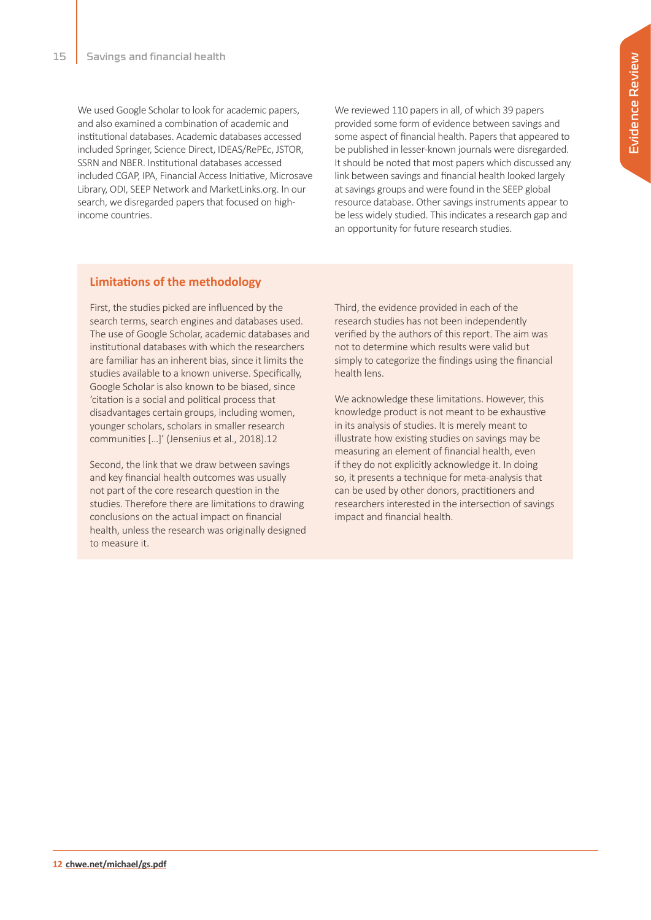We used Google Scholar to look for academic papers, and also examined a combination of academic and institutional databases. Academic databases accessed included Springer, Science Direct, IDEAS/RePEc, JSTOR, SSRN and NBER. Institutional databases accessed included CGAP, IPA, Financial Access Initiative, Microsave Library, ODI, SEEP Network and MarketLinks.org. In our search, we disregarded papers that focused on high-income countries.

We reviewed 110 papers in all, of which 39 papers provided some form of evidence between savings and some aspect of financial health. Papers that appeared to be published in lesser-known journals were disregarded. It should be noted that most papers which discussed any link between savings and financial health looked largely at savings groups and were found in the SEEP global resource database. Other savings instruments appear to be less widely studied. This indicates a research gap and an opportunity for future research studies.

## Limitations of the methodology

First, the studies picked are influenced by the search terms, search engines and databases used. The use of Google Scholar, academic databases and institutional databases with which the researchers are familiar has an inherent bias, since it limits the studies available to a known universe. Specifically, Google Scholar is also known to be biased, since 'citation is a social and political process that disadvantages certain groups, including women, younger scholars, scholars in smaller research communities […]' (Jensenius et al., 2018).[12]

Second, the link that we draw between savings and key financial health outcomes was usually not part of the core research question in the studies. Therefore there are limitations to drawing conclusions on the actual impact on financial health, unless the research was originally designed to measure it.

Third, the evidence provided in each of the research studies has not been independently verified by the authors of this report. The aim was not to determine which results were valid but simply to categorize the findings using the financial health lens.

We acknowledge these limitations. However, this knowledge product is not meant to be exhaustive in its analysis of studies. It is merely meant to illustrate how existing studies on savings may be measuring an element of financial health, even if they do not explicitly acknowledge it. In doing so, it presents a technique for meta-analysis that can be used by other donors, practitioners and researchers interested in the intersection of savings impact and financial health.

[12] chwe.net/michael/gs.pdf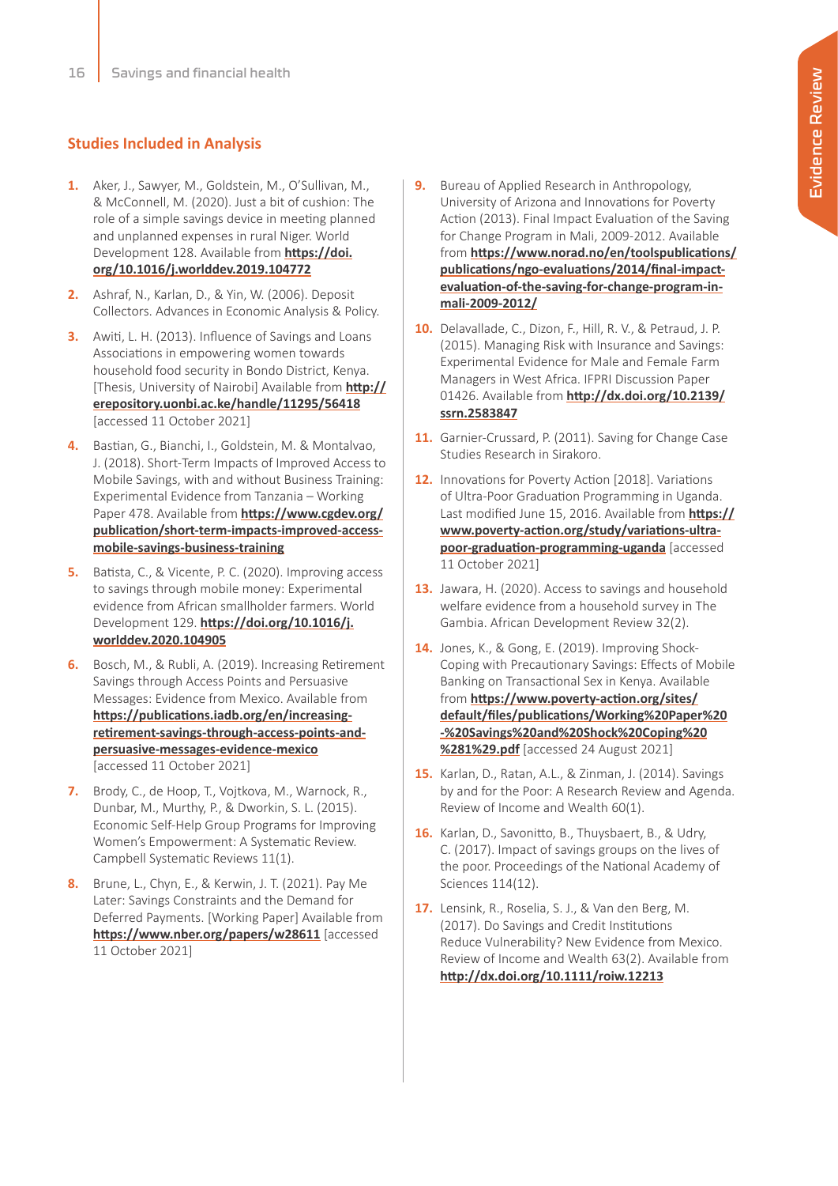## Studies Included in Analysis

1. Aker, J., Sawyer, M., Goldstein, M., O'Sullivan, M., & McConnell, M. (2020). Just a bit of cushion: The role of a simple savings device in meeting planned and unplanned expenses in rural Niger. World Development 128. Available from **https://doi.org/10.1016/j.worlddev.2019.104772**

2. Ashraf, N., Karlan, D., & Yin, W. (2006). Deposit Collectors. Advances in Economic Analysis & Policy.

3. Awiti, L. H. (2013). Influence of Savings and Loans Associations in empowering women towards household food security in Bondo District, Kenya. [Thesis, University of Nairobi] Available from **http://erepository.uonbi.ac.ke/handle/11295/56418** [accessed 11 October 2021]

4. Bastian, G., Bianchi, I., Goldstein, M. & Montalvao, J. (2018). Short-Term Impacts of Improved Access to Mobile Savings, with and without Business Training: Experimental Evidence from Tanzania – Working Paper 478. Available from **https://www.cgdev.org/publication/short-term-impacts-improved-access-mobile-savings-business-training**

5. Batista, C., & Vicente, P. C. (2020). Improving access to savings through mobile money: Experimental evidence from African smallholder farmers. World Development 129. **https://doi.org/10.1016/j.worlddev.2020.104905**

6. Bosch, M., & Rubli, A. (2019). Increasing Retirement Savings through Access Points and Persuasive Messages: Evidence from Mexico. Available from **https://publications.iadb.org/en/increasing-retirement-savings-through-access-points-and-persuasive-messages-evidence-mexico** [accessed 11 October 2021]

7. Brody, C., de Hoop, T., Vojtkova, M., Warnock, R., Dunbar, M., Murthy, P., & Dworkin, S. L. (2015). Economic Self-Help Group Programs for Improving Women's Empowerment: A Systematic Review. Campbell Systematic Reviews 11(1).

8. Brune, L., Chyn, E., & Kerwin, J. T. (2021). Pay Me Later: Savings Constraints and the Demand for Deferred Payments. [Working Paper] Available from **https://www.nber.org/papers/w28611** [accessed 11 October 2021]

9. Bureau of Applied Research in Anthropology, University of Arizona and Innovations for Poverty Action (2013). Final Impact Evaluation of the Saving for Change Program in Mali, 2009-2012. Available from **https://www.norad.no/en/toolspublications/publications/ngo-evaluations/2014/final-impact-evaluation-of-the-saving-for-change-program-in-mali-2009-2012/**

10. Delavallade, C., Dizon, F., Hill, R. V., & Petraud, J. P. (2015). Managing Risk with Insurance and Savings: Experimental Evidence for Male and Female Farm Managers in West Africa. IFPRI Discussion Paper 01426. Available from **http://dx.doi.org/10.2139/ssrn.2583847**

11. Garnier-Crussard, P. (2011). Saving for Change Case Studies Research in Sirakoro.

12. Innovations for Poverty Action [2018]. Variations of Ultra-Poor Graduation Programming in Uganda. Last modified June 15, 2016. Available from **https://www.poverty-action.org/study/variations-ultra-poor-graduation-programming-uganda** [accessed 11 October 2021]

13. Jawara, H. (2020). Access to savings and household welfare evidence from a household survey in The Gambia. African Development Review 32(2).

14. Jones, K., & Gong, E. (2019). Improving Shock-Coping with Precautionary Savings: Effects of Mobile Banking on Transactional Sex in Kenya. Available from **https://www.poverty-action.org/sites/default/files/publications/Working%20Paper%20-%20Savings%20and%20Shock%20Coping%20%281%29.pdf** [accessed 24 August 2021]

15. Karlan, D., Ratan, A.L., & Zinman, J. (2014). Savings by and for the Poor: A Research Review and Agenda. Review of Income and Wealth 60(1).

16. Karlan, D., Savonitto, B., Thuysbaert, B., & Udry, C. (2017). Impact of savings groups on the lives of the poor. Proceedings of the National Academy of Sciences 114(12).

17. Lensink, R., Roselia, S. J., & Van den Berg, M. (2017). Do Savings and Credit Institutions Reduce Vulnerability? New Evidence from Mexico. Review of Income and Wealth 63(2). Available from **http://dx.doi.org/10.1111/roiw.12213**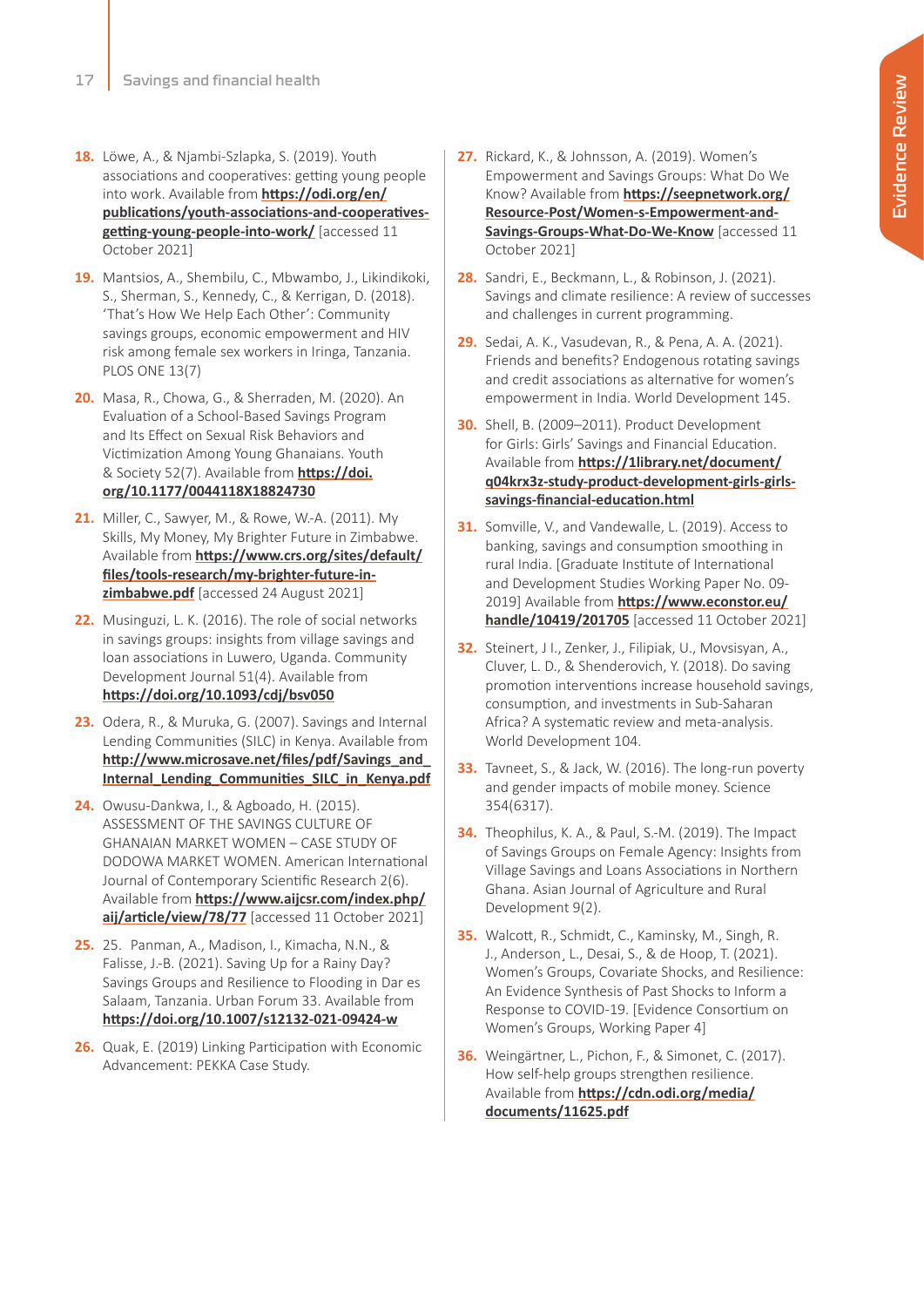18. Löwe, A., & Njambi-Szlapka, S. (2019). Youth associations and cooperatives: getting young people into work. Available from **https://odi.org/en/publications/youth-associations-and-cooperatives-getting-young-people-into-work/** [accessed 11 October 2021]

19. Mantsios, A., Shembilu, C., Mbwambo, J., Likindikoki, S., Sherman, S., Kennedy, C., & Kerrigan, D. (2018). 'That's How We Help Each Other': Community savings groups, economic empowerment and HIV risk among female sex workers in Iringa, Tanzania. PLOS ONE 13(7)

20. Masa, R., Chowa, G., & Sherraden, M. (2020). An Evaluation of a School-Based Savings Program and Its Effect on Sexual Risk Behaviors and Victimization Among Young Ghanaians. Youth & Society 52(7). Available from **https://doi.org/10.1177/0044118X18824730**

21. Miller, C., Sawyer, M., & Rowe, W.-A. (2011). My Skills, My Money, My Brighter Future in Zimbabwe. Available from **https://www.crs.org/sites/default/files/tools-research/my-brighter-future-in-zimbabwe.pdf** [accessed 24 August 2021]

22. Musinguzi, L. K. (2016). The role of social networks in savings groups: insights from village savings and loan associations in Luwero, Uganda. Community Development Journal 51(4). Available from **https://doi.org/10.1093/cdj/bsv050**

23. Odera, R., & Muruka, G. (2007). Savings and Internal Lending Communities (SILC) in Kenya. Available from **http://www.microsave.net/files/pdf/Savings_and_Internal_Lending_Communities_SILC_in_Kenya.pdf**

24. Owusu-Dankwa, I., & Agboado, H. (2015). ASSESSMENT OF THE SAVINGS CULTURE OF GHANAIAN MARKET WOMEN – CASE STUDY OF DODOWA MARKET WOMEN. American International Journal of Contemporary Scientific Research 2(6). Available from **https://www.aijcsr.com/index.php/aij/article/view/78/77** [accessed 11 October 2021]

25. 25. Panman, A., Madison, I., Kimacha, N.N., & Falisse, J.-B. (2021). Saving Up for a Rainy Day? Savings Groups and Resilience to Flooding in Dar es Salaam, Tanzania. Urban Forum 33. Available from **https://doi.org/10.1007/s12132-021-09424-w**

26. Quak, E. (2019) Linking Participation with Economic Advancement: PEKKA Case Study.

27. Rickard, K., & Johnsson, A. (2019). Women's Empowerment and Savings Groups: What Do We Know? Available from **https://seepnetwork.org/Resource-Post/Women-s-Empowerment-and-Savings-Groups-What-Do-We-Know** [accessed 11 October 2021]

28. Sandri, E., Beckmann, L., & Robinson, J. (2021). Savings and climate resilience: A review of successes and challenges in current programming.

29. Sedai, A. K., Vasudevan, R., & Pena, A. A. (2021). Friends and benefits? Endogenous rotating savings and credit associations as alternative for women's empowerment in India. World Development 145.

30. Shell, B. (2009–2011). Product Development for Girls: Girls' Savings and Financial Education. Available from **https://1library.net/document/q04krx3z-study-product-development-girls-girls-savings-financial-education.html**

31. Somville, V., and Vandewalle, L. (2019). Access to banking, savings and consumption smoothing in rural India. [Graduate Institute of International and Development Studies Working Paper No. 09-2019] Available from **https://www.econstor.eu/handle/10419/201705** [accessed 11 October 2021]

32. Steinert, J I., Zenker, J., Filipiak, U., Movsisyan, A., Cluver, L. D., & Shenderovich, Y. (2018). Do saving promotion interventions increase household savings, consumption, and investments in Sub-Saharan Africa? A systematic review and meta-analysis. World Development 104.

33. Tavneet, S., & Jack, W. (2016). The long-run poverty and gender impacts of mobile money. Science 354(6317).

34. Theophilus, K. A., & Paul, S.-M. (2019). The Impact of Savings Groups on Female Agency: Insights from Village Savings and Loans Associations in Northern Ghana. Asian Journal of Agriculture and Rural Development 9(2).

35. Walcott, R., Schmidt, C., Kaminsky, M., Singh, R. J., Anderson¸ L., Desai, S., & de Hoop, T. (2021). Women's Groups, Covariate Shocks, and Resilience: An Evidence Synthesis of Past Shocks to Inform a Response to COVID-19. [Evidence Consortium on Women's Groups, Working Paper 4]

36. Weingärtner, L., Pichon, F., & Simonet, C. (2017). How self-help groups strengthen resilience. Available from **https://cdn.odi.org/media/documents/11625.pdf**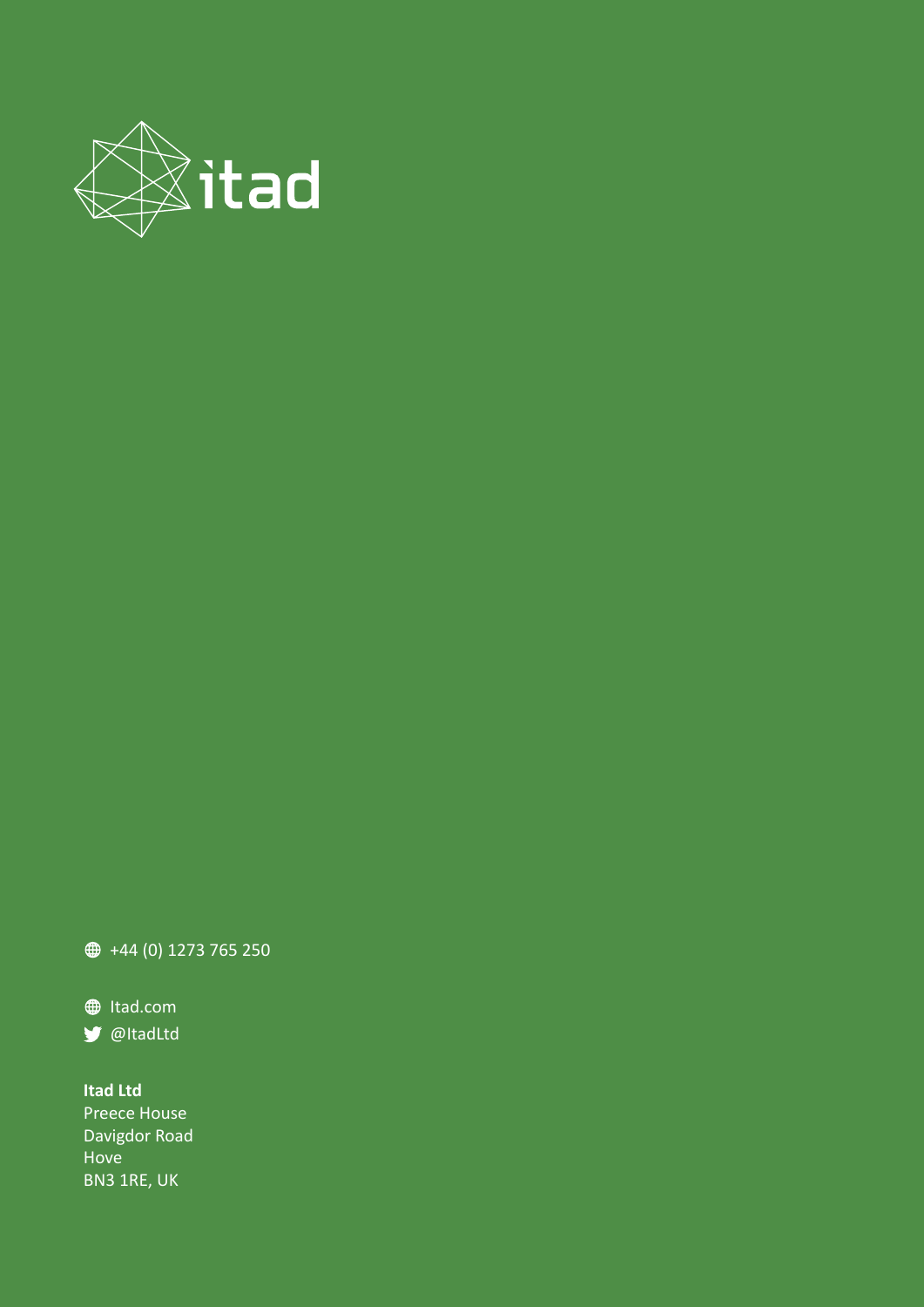itad

+44 (0) 1273 765 250

Itad.com

@ItadLtd

**Itad Ltd**
Preece House
Davigdor Road
Hove
BN3 1RE, UK